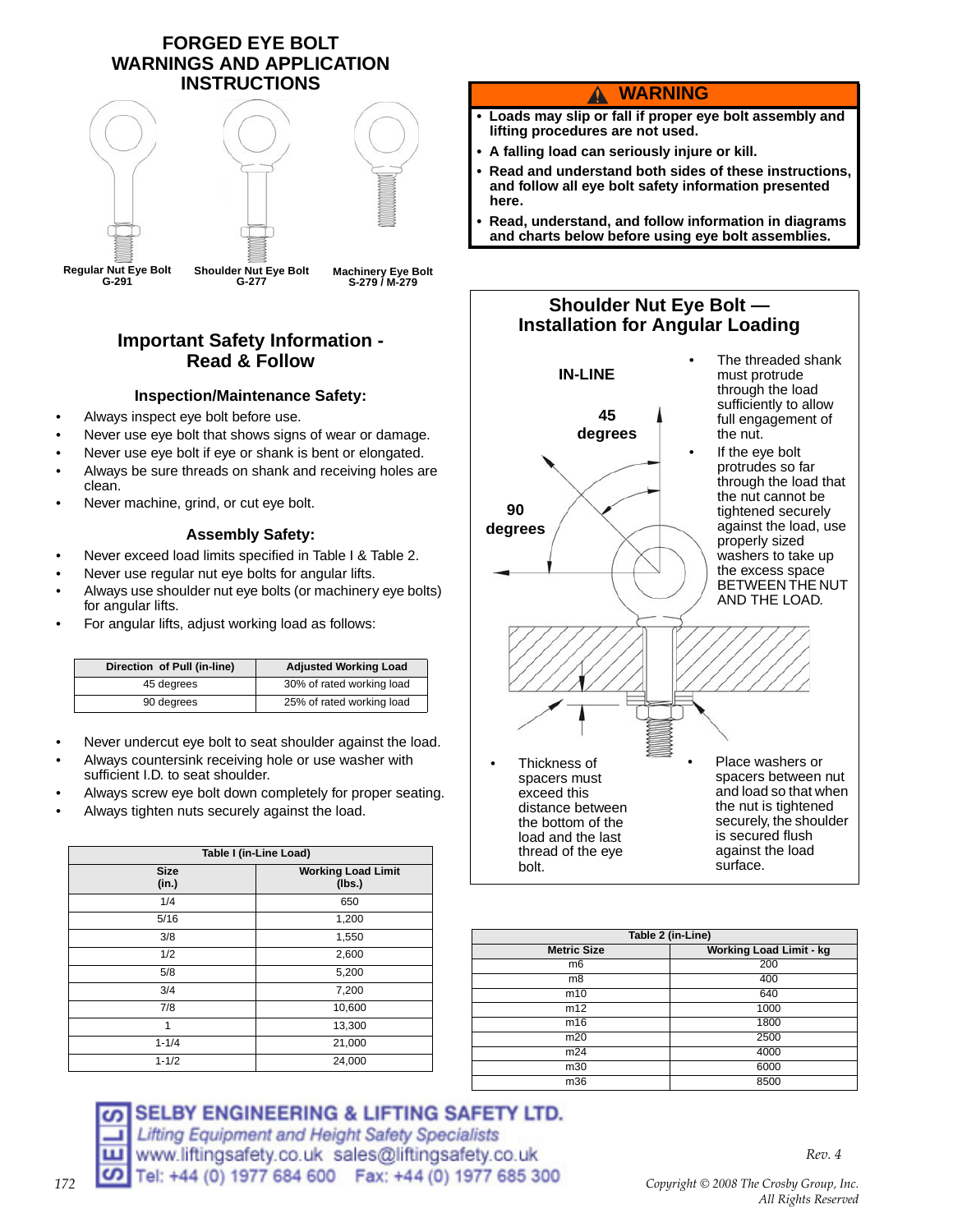# FORGED EYE BOLT WARNINGS AND APPLICATION INSTRUCTIONS

**Regular Nut Eye Bolt G-291**

**Shoulder Nut Eye Bolt G-277**

**Machinery Eye Bolt S-279 / M-279**

## ⚠ WARNING

- **Loads may slip or fall if proper eye bolt assembly and lifting procedures are not used.**
- **A falling load can seriously injure or kill.**
- **Read and understand both sides of these instructions, and follow all eye bolt safety information presented here.**
- **Read, understand, and follow information in diagrams and charts below before using eye bolt assemblies.**

## Important Safety Information - Read & Follow

### Inspection/Maintenance Safety:

- Always inspect eye bolt before use.
- Never use eye bolt that shows signs of wear or damage.
- Never use eye bolt if eye or shank is bent or elongated.
- Always be sure threads on shank and receiving holes are clean.
- Never machine, grind, or cut eye bolt.

### Assembly Safety:

- Never exceed load limits specified in Table I & Table 2.
- Never use regular nut eye bolts for angular lifts.
- Always use shoulder nut eye bolts (or machinery eye bolts) for angular lifts.
- For angular lifts, adjust working load as follows:

| Direction of Pull (in-line) | Adjusted Working Load |
|---|---|
| 45 degrees | 30% of rated working load |
| 90 degrees | 25% of rated working load |

- Never undercut eye bolt to seat shoulder against the load.
- Always countersink receiving hole or use washer with sufficient I.D. to seat shoulder.
- Always screw eye bolt down completely for proper seating.
- Always tighten nuts securely against the load.

**Table I (in-Line Load)**

| Size (in.) | Working Load Limit (lbs.) |
|---|---|
| 1/4 | 650 |
| 5/16 | 1,200 |
| 3/8 | 1,550 |
| 1/2 | 2,600 |
| 5/8 | 5,200 |
| 3/4 | 7,200 |
| 7/8 | 10,600 |
| 1 | 13,300 |
| 1-1/4 | 21,000 |
| 1-1/2 | 24,000 |

## Shoulder Nut Eye Bolt — Installation for Angular Loading

IN-LINE

45 degrees

90 degrees

- The threaded shank must protrude through the load sufficiently to allow full engagement of the nut.
- If the eye bolt protrudes so far through the load that the nut cannot be tightened securely against the load, use properly sized washers to take up the excess space BETWEEN THE NUT AND THE LOAD.
- Thickness of spacers must exceed this distance between the bottom of the load and the last thread of the eye bolt.
- Place washers or spacers between nut and load so that when the nut is tightened securely, the shoulder is secured flush against the load surface.

**Table 2 (in-Line)**

| Metric Size | Working Load Limit - kg |
|---|---|
| m6 | 200 |
| m8 | 400 |
| m10 | 640 |
| m12 | 1000 |
| m16 | 1800 |
| m20 | 2500 |
| m24 | 4000 |
| m30 | 6000 |
| m36 | 8500 |

**SELBY ENGINEERING & LIFTING SAFETY LTD.**
*Lifting Equipment and Height Safety Specialists*
www.liftingsafety.co.uk sales@liftingsafety.co.uk
Tel: +44 (0) 1977 684 600 Fax: +44 (0) 1977 685 300

*Rev. 4*

*Copyright © 2008 The Crosby Group, Inc. All Rights Reserved*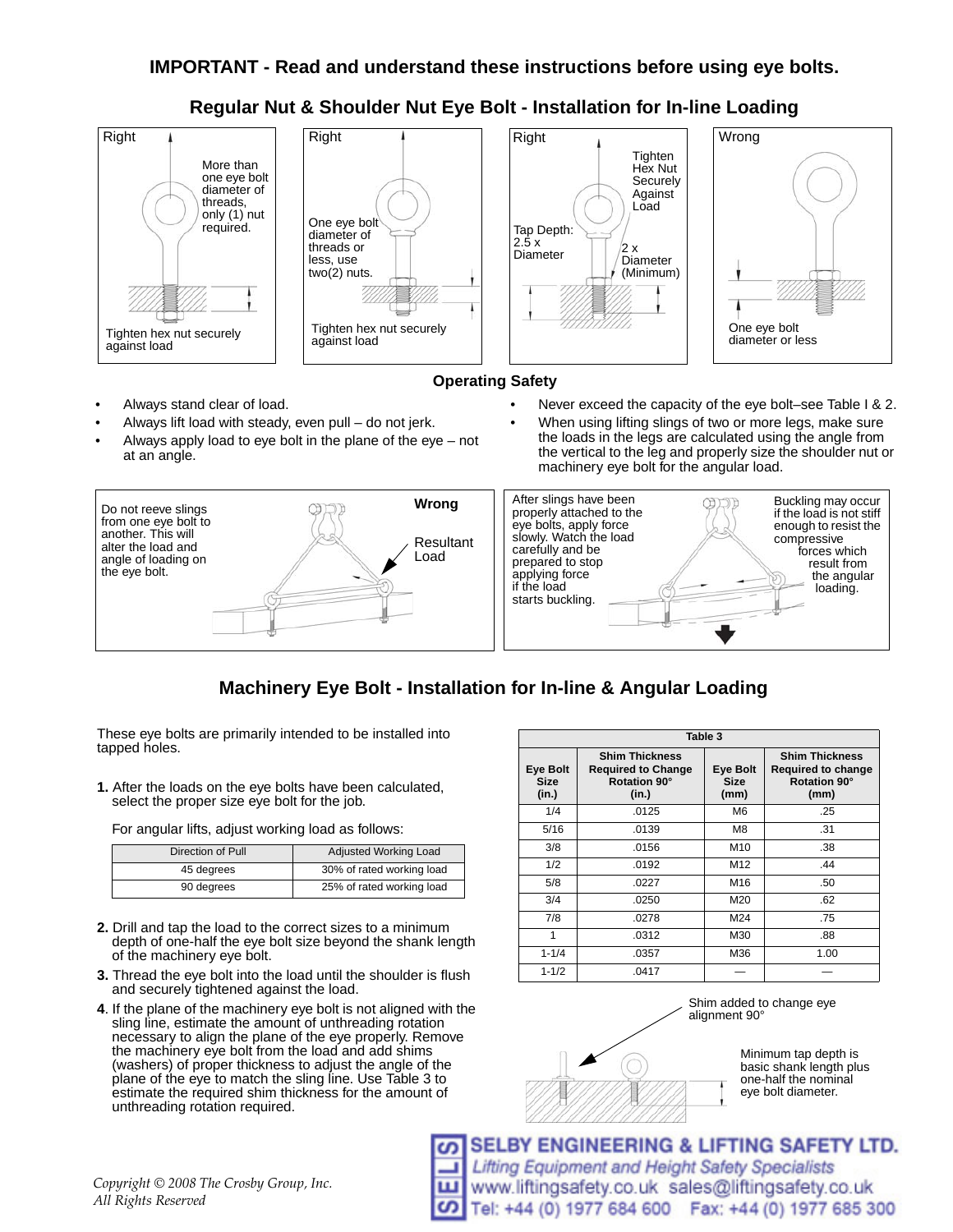**IMPORTANT - Read and understand these instructions before using eye bolts.**

## Regular Nut & Shoulder Nut Eye Bolt - Installation for In-line Loading

Right

More than one eye bolt diameter of threads, only (1) nut required.

Tighten hex nut securely against load

Right

One eye bolt diameter of threads or less, use two(2) nuts.

Tighten hex nut securely against load

Right

Tighten Hex Nut Securely Against Load

Tap Depth: 2.5 x Diameter

2 x Diameter (Minimum)

Wrong

One eye bolt diameter or less

### Operating Safety

- Always stand clear of load.
- Always lift load with steady, even pull – do not jerk.
- Always apply load to eye bolt in the plane of the eye – not at an angle.
- Never exceed the capacity of the eye bolt–see Table I & 2.
- When using lifting slings of two or more legs, make sure the loads in the legs are calculated using the angle from the vertical to the leg and properly size the shoulder nut or machinery eye bolt for the angular load.

Do not reeve slings from one eye bolt to another. This will alter the load and angle of loading on the eye bolt.

Wrong

Resultant Load

After slings have been properly attached to the eye bolts, apply force slowly. Watch the load carefully and be prepared to stop applying force if the load starts buckling.

Buckling may occur if the load is not stiff enough to resist the compressive forces which result from the angular loading.

## Machinery Eye Bolt - Installation for In-line & Angular Loading

These eye bolts are primarily intended to be installed into tapped holes.

**1.** After the loads on the eye bolts have been calculated, select the proper size eye bolt for the job.

For angular lifts, adjust working load as follows:

| Direction of Pull | Adjusted Working Load |
|---|---|
| 45 degrees | 30% of rated working load |
| 90 degrees | 25% of rated working load |

**2.** Drill and tap the load to the correct sizes to a minimum depth of one-half the eye bolt size beyond the shank length of the machinery eye bolt.

**3.** Thread the eye bolt into the load until the shoulder is flush and securely tightened against the load.

**4**. If the plane of the machinery eye bolt is not aligned with the sling line, estimate the amount of unthreading rotation necessary to align the plane of the eye properly. Remove the machinery eye bolt from the load and add shims (washers) of proper thickness to adjust the angle of the plane of the eye to match the sling line. Use Table 3 to estimate the required shim thickness for the amount of unthreading rotation required.

**Table 3**

| Eye Bolt Size (in.) | Shim Thickness Required to Change Rotation 90° (in.) | Eye Bolt Size (mm) | Shim Thickness Required to Change Rotation 90° (mm) |
|---|---|---|---|
| 1/4 | .0125 | M6 | .25 |
| 5/16 | .0139 | M8 | .31 |
| 3/8 | .0156 | M10 | .38 |
| 1/2 | .0192 | M12 | .44 |
| 5/8 | .0227 | M16 | .50 |
| 3/4 | .0250 | M20 | .62 |
| 7/8 | .0278 | M24 | .75 |
| 1 | .0312 | M30 | .88 |
| 1-1/4 | .0357 | M36 | 1.00 |
| 1-1/2 | .0417 | — | — |

Shim added to change eye alignment 90°

Minimum tap depth is basic shank length plus one-half the nominal eye bolt diameter.

*Copyright © 2008 The Crosby Group, Inc.*
*All Rights Reserved*

**SELBY ENGINEERING & LIFTING SAFETY LTD.**
*Lifting Equipment and Height Safety Specialists*
www.liftingsafety.co.uk sales@liftingsafety.co.uk
Tel: +44 (0) 1977 684 600 Fax: +44 (0) 1977 685 300